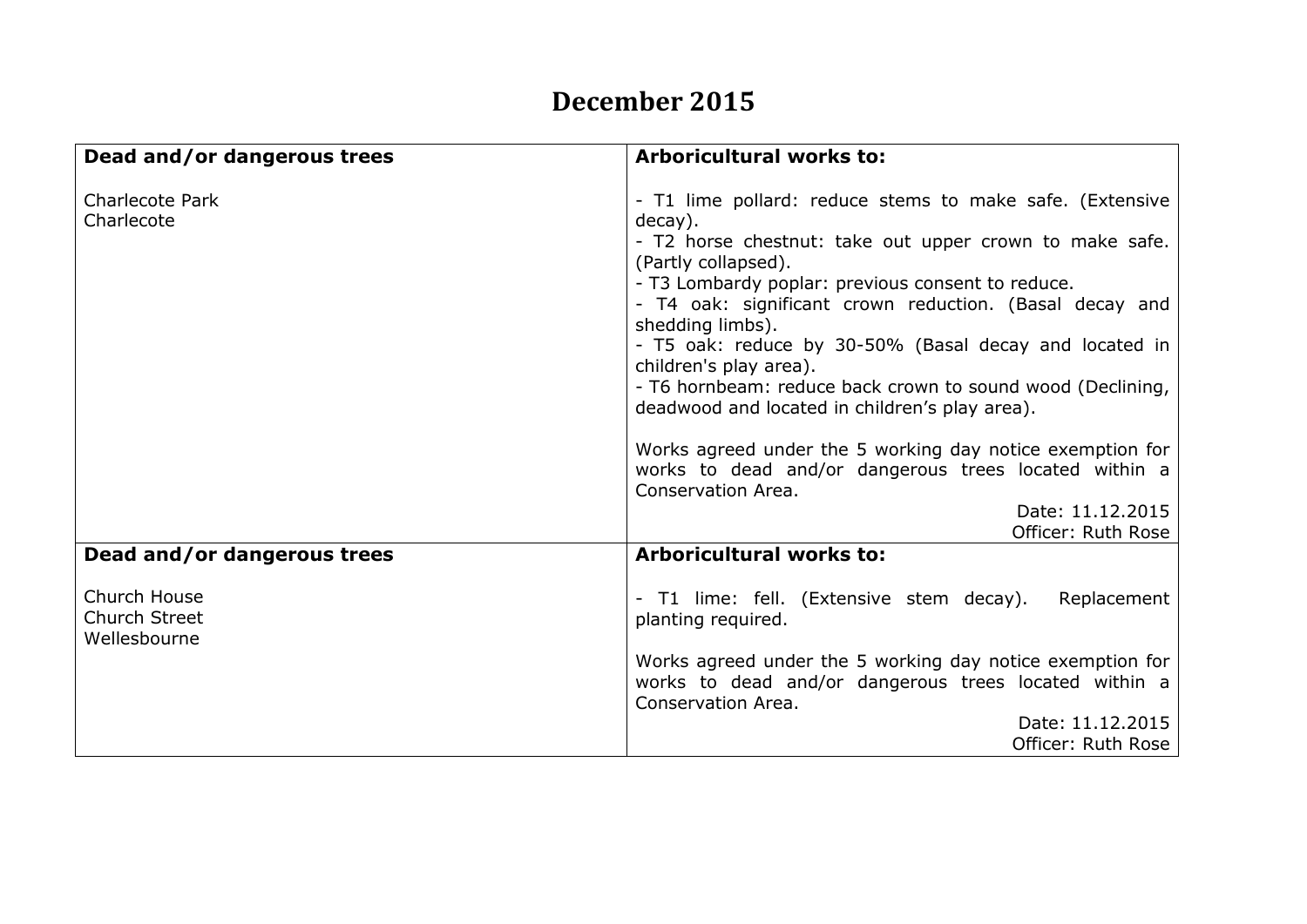# December 2015

| Dead and/or dangerous trees | Arboricultural works to: |
|---|---|
| Charlecote Park<br>Charlecote | - T1 lime pollard: reduce stems to make safe. (Extensive decay).<br>- T2 horse chestnut: take out upper crown to make safe. (Partly collapsed).<br>- T3 Lombardy poplar: previous consent to reduce.<br>- T4 oak: significant crown reduction. (Basal decay and shedding limbs).<br>- T5 oak: reduce by 30-50% (Basal decay and located in children's play area).<br>- T6 hornbeam: reduce back crown to sound wood (Declining, deadwood and located in children's play area).<br><br>Works agreed under the 5 working day notice exemption for works to dead and/or dangerous trees located within a Conservation Area.<br>Date: 11.12.2015<br>Officer: Ruth Rose |
| **Dead and/or dangerous trees** | **Arboricultural works to:** |
| Church House<br>Church Street<br>Wellesbourne | - T1 lime: fell. (Extensive stem decay). Replacement planting required.<br><br>Works agreed under the 5 working day notice exemption for works to dead and/or dangerous trees located within a Conservation Area.<br>Date: 11.12.2015<br>Officer: Ruth Rose |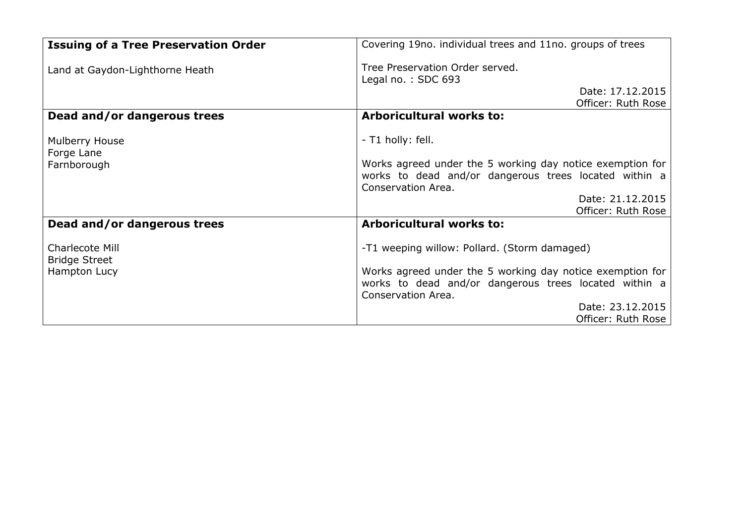| | |
|---|---|
| **Issuing of a Tree Preservation Order**<br><br>Land at Gaydon-Lighthorne Heath | Covering 19no. individual trees and 11no. groups of trees<br><br>Tree Preservation Order served.<br>Legal no. : SDC 693<br>Date: 17.12.2015<br>Officer: Ruth Rose |
| **Dead and/or dangerous trees**<br><br>Mulberry House<br>Forge Lane<br>Farnborough | **Arboricultural works to:**<br><br>- T1 holly: fell.<br><br>Works agreed under the 5 working day notice exemption for works to dead and/or dangerous trees located within a Conservation Area.<br>Date: 21.12.2015<br>Officer: Ruth Rose |
| **Dead and/or dangerous trees**<br><br>Charlecote Mill<br>Bridge Street<br>Hampton Lucy | **Arboricultural works to:**<br><br>-T1 weeping willow: Pollard. (Storm damaged)<br><br>Works agreed under the 5 working day notice exemption for works to dead and/or dangerous trees located within a Conservation Area.<br>Date: 23.12.2015<br>Officer: Ruth Rose |